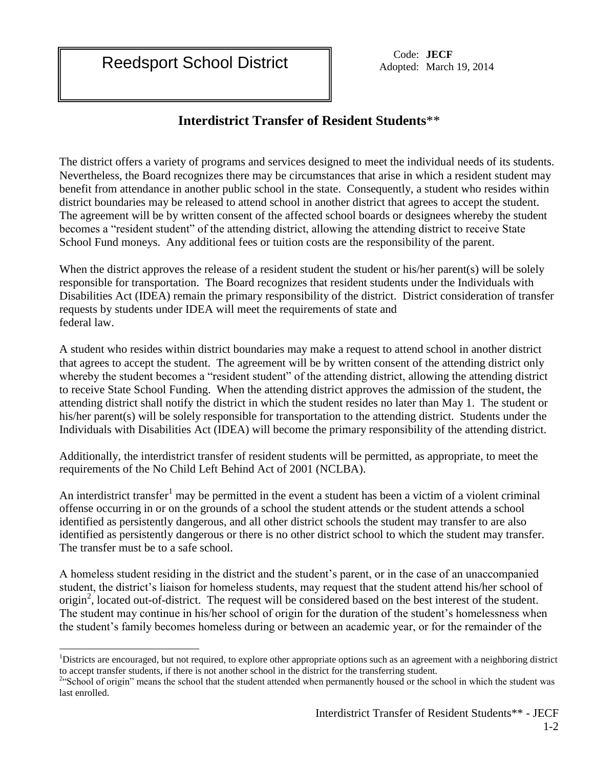# Reedsport School District

Code: **JECF**
Adopted: March 19, 2014

## Interdistrict Transfer of Resident Students**

The district offers a variety of programs and services designed to meet the individual needs of its students. Nevertheless, the Board recognizes there may be circumstances that arise in which a resident student may benefit from attendance in another public school in the state. Consequently, a student who resides within district boundaries may be released to attend school in another district that agrees to accept the student. The agreement will be by written consent of the affected school boards or designees whereby the student becomes a "resident student" of the attending district, allowing the attending district to receive State School Fund moneys. Any additional fees or tuition costs are the responsibility of the parent.

When the district approves the release of a resident student the student or his/her parent(s) will be solely responsible for transportation. The Board recognizes that resident students under the Individuals with Disabilities Act (IDEA) remain the primary responsibility of the district. District consideration of transfer requests by students under IDEA will meet the requirements of state and federal law.

A student who resides within district boundaries may make a request to attend school in another district that agrees to accept the student. The agreement will be by written consent of the attending district only whereby the student becomes a "resident student" of the attending district, allowing the attending district to receive State School Funding. When the attending district approves the admission of the student, the attending district shall notify the district in which the student resides no later than May 1. The student or his/her parent(s) will be solely responsible for transportation to the attending district. Students under the Individuals with Disabilities Act (IDEA) will become the primary responsibility of the attending district.

Additionally, the interdistrict transfer of resident students will be permitted, as appropriate, to meet the requirements of the No Child Left Behind Act of 2001 (NCLBA).

An interdistrict transfer[1] may be permitted in the event a student has been a victim of a violent criminal offense occurring in or on the grounds of a school the student attends or the student attends a school identified as persistently dangerous, and all other district schools the student may transfer to are also identified as persistently dangerous or there is no other district school to which the student may transfer. The transfer must be to a safe school.

A homeless student residing in the district and the student's parent, or in the case of an unaccompanied student, the district's liaison for homeless students, may request that the student attend his/her school of origin[2], located out-of-district. The request will be considered based on the best interest of the student. The student may continue in his/her school of origin for the duration of the student's homelessness when the student's family becomes homeless during or between an academic year, or for the remainder of the

[1]Districts are encouraged, but not required, to explore other appropriate options such as an agreement with a neighboring district to accept transfer students, if there is not another school in the district for the transferring student.

[2]"School of origin" means the school that the student attended when permanently housed or the school in which the student was last enrolled.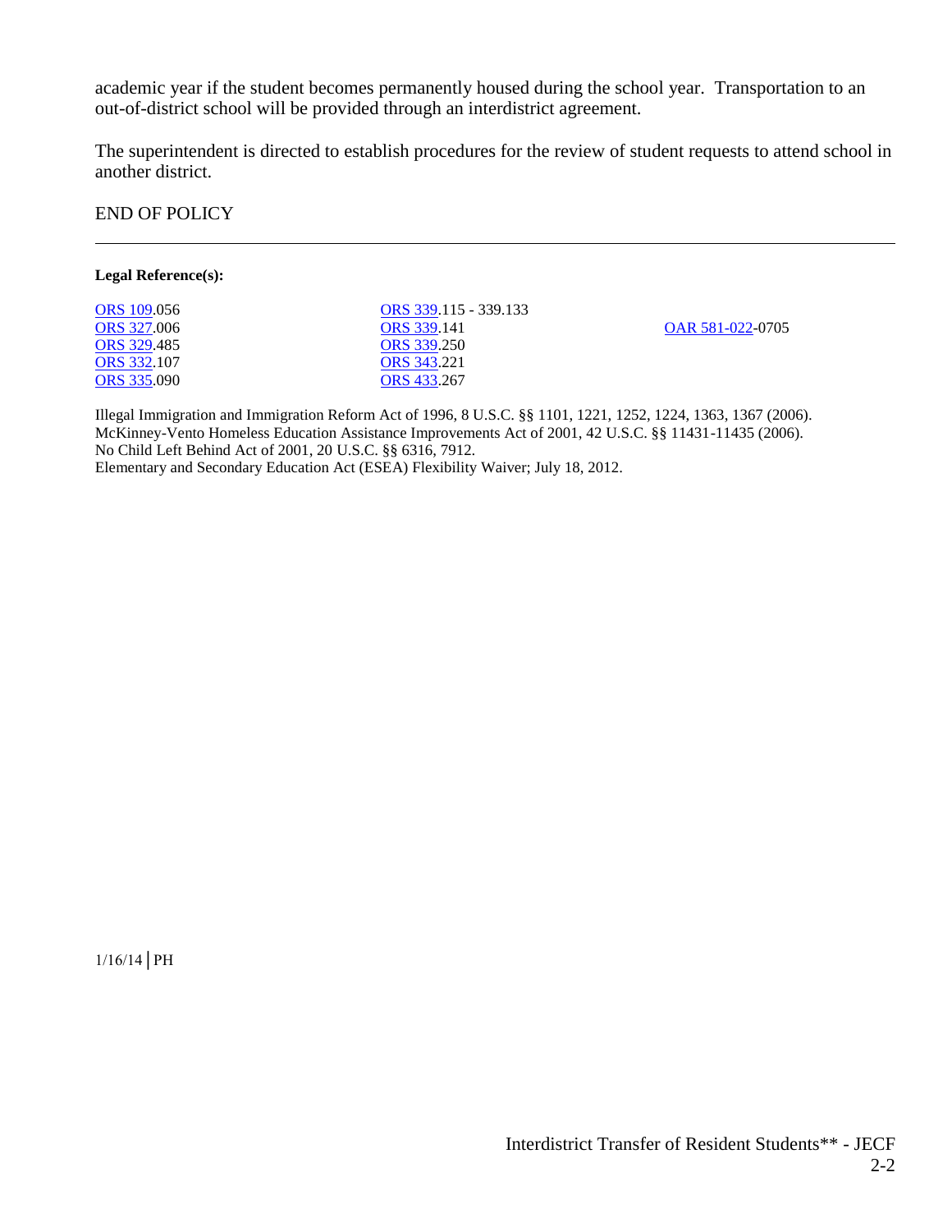academic year if the student becomes permanently housed during the school year. Transportation to an out-of-district school will be provided through an interdistrict agreement.

The superintendent is directed to establish procedures for the review of student requests to attend school in another district.

END OF POLICY

---

**Legal Reference(s):**

| | | |
|---|---|---|
| ORS 109.056 | ORS 339.115 - 339.133 | |
| ORS 327.006 | ORS 339.141 | OAR 581-022-0705 |
| ORS 329.485 | ORS 339.250 | |
| ORS 332.107 | ORS 343.221 | |
| ORS 335.090 | ORS 433.267 | |

Illegal Immigration and Immigration Reform Act of 1996, 8 U.S.C. §§ 1101, 1221, 1252, 1224, 1363, 1367 (2006).
McKinney-Vento Homeless Education Assistance Improvements Act of 2001, 42 U.S.C. §§ 11431-11435 (2006).
No Child Left Behind Act of 2001, 20 U.S.C. §§ 6316, 7912.
Elementary and Secondary Education Act (ESEA) Flexibility Waiver; July 18, 2012.

1/16/14 | PH